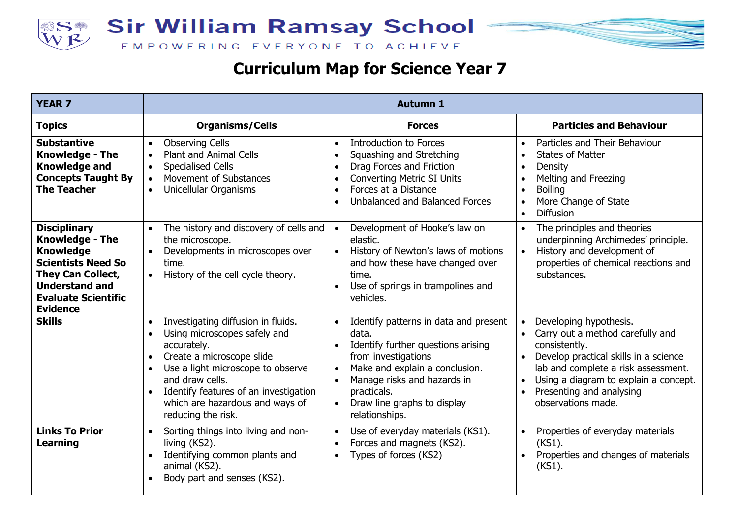# Sir William Ramsay School

EMPOWERING EVERYONE TO ACHIEVE

## Curriculum Map for Science Year 7

| **YEAR 7** | **Autumn 1** | | |
|---|---|---|---|
| **Topics** | **Organisms/Cells** | **Forces** | **Particles and Behaviour** |
| **Substantive Knowledge - The Knowledge and Concepts Taught By The Teacher** | • Observing Cells<br>• Plant and Animal Cells<br>• Specialised Cells<br>• Movement of Substances<br>• Unicellular Organisms | • Introduction to Forces<br>• Squashing and Stretching<br>• Drag Forces and Friction<br>• Converting Metric SI Units<br>• Forces at a Distance<br>• Unbalanced and Balanced Forces | • Particles and Their Behaviour<br>• States of Matter<br>• Density<br>• Melting and Freezing<br>• Boiling<br>• More Change of State<br>• Diffusion |
| **Disciplinary Knowledge - The Knowledge Scientists Need So They Can Collect, Understand and Evaluate Scientific Evidence** | • The history and discovery of cells and the microscope.<br>• Developments in microscopes over time.<br>• History of the cell cycle theory. | • Development of Hooke's law on elastic.<br>• History of Newton's laws of motions and how these have changed over time.<br>• Use of springs in trampolines and vehicles. | • The principles and theories underpinning Archimedes' principle.<br>• History and development of properties of chemical reactions and substances. |
| **Skills** | • Investigating diffusion in fluids.<br>• Using microscopes safely and accurately.<br>• Create a microscope slide<br>• Use a light microscope to observe and draw cells.<br>• Identify features of an investigation which are hazardous and ways of reducing the risk. | • Identify patterns in data and present data.<br>• Identify further questions arising from investigations<br>• Make and explain a conclusion.<br>• Manage risks and hazards in practicals.<br>• Draw line graphs to display relationships. | • Developing hypothesis.<br>• Carry out a method carefully and consistently.<br>• Develop practical skills in a science lab and complete a risk assessment.<br>• Using a diagram to explain a concept.<br>• Presenting and analysing observations made. |
| **Links To Prior Learning** | • Sorting things into living and non-living (KS2).<br>• Identifying common plants and animal (KS2).<br>• Body part and senses (KS2). | • Use of everyday materials (KS1).<br>• Forces and magnets (KS2).<br>• Types of forces (KS2) | • Properties of everyday materials (KS1).<br>• Properties and changes of materials (KS1). |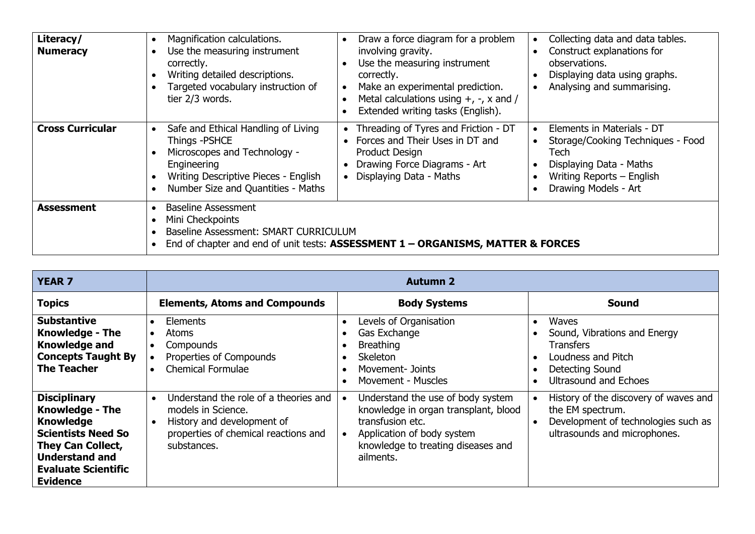| Literacy/ Numeracy | • Magnification calculations.<br>• Use the measuring instrument correctly.<br>• Writing detailed descriptions.<br>• Targeted vocabulary instruction of tier 2/3 words. | • Draw a force diagram for a problem involving gravity.<br>• Use the measuring instrument correctly.<br>• Make an experimental prediction.<br>• Metal calculations using +, -, x and /<br>• Extended writing tasks (English). | • Collecting data and data tables.<br>• Construct explanations for observations.<br>• Displaying data using graphs.<br>• Analysing and summarising. |
|---|---|---|---|
| **Cross Curricular** | • Safe and Ethical Handling of Living Things -PSHCE<br>• Microscopes and Technology - Engineering<br>• Writing Descriptive Pieces - English<br>• Number Size and Quantities - Maths | • Threading of Tyres and Friction - DT<br>• Forces and Their Uses in DT and Product Design<br>• Drawing Force Diagrams - Art<br>• Displaying Data - Maths | • Elements in Materials - DT<br>• Storage/Cooking Techniques - Food Tech<br>• Displaying Data - Maths<br>• Writing Reports – English<br>• Drawing Models - Art |
| **Assessment** | • Baseline Assessment<br>• Mini Checkpoints<br>• Baseline Assessment: SMART CURRICULUM<br>• End of chapter and end of unit tests: **ASSESSMENT 1 – ORGANISMS, MATTER & FORCES** | | |

| **YEAR 7** | **Autumn 2** | | |
|---|---|---|---|
| **Topics** | **Elements, Atoms and Compounds** | **Body Systems** | **Sound** |
| **Substantive Knowledge - The Knowledge and Concepts Taught By The Teacher** | • Elements<br>• Atoms<br>• Compounds<br>• Properties of Compounds<br>• Chemical Formulae | • Levels of Organisation<br>• Gas Exchange<br>• Breathing<br>• Skeleton<br>• Movement- Joints<br>• Movement - Muscles | • Waves<br>• Sound, Vibrations and Energy Transfers<br>• Loudness and Pitch<br>• Detecting Sound<br>• Ultrasound and Echoes |
| **Disciplinary Knowledge - The Knowledge Scientists Need So They Can Collect, Understand and Evaluate Scientific Evidence** | • Understand the role of a theories and models in Science.<br>• History and development of properties of chemical reactions and substances. | • Understand the use of body system knowledge in organ transplant, blood transfusion etc.<br>• Application of body system knowledge to treating diseases and ailments. | • History of the discovery of waves and the EM spectrum.<br>• Development of technologies such as ultrasounds and microphones. |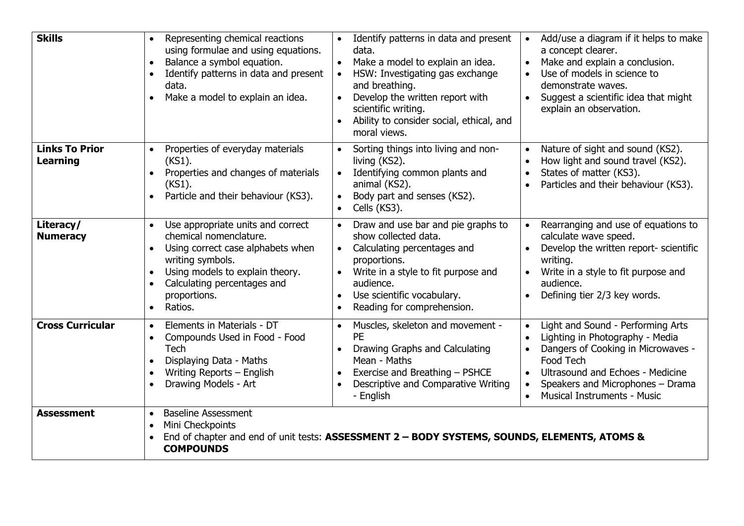| **Skills** | • Representing chemical reactions using formulae and using equations.<br>• Balance a symbol equation.<br>• Identify patterns in data and present data.<br>• Make a model to explain an idea. | • Identify patterns in data and present data.<br>• Make a model to explain an idea.<br>• HSW: Investigating gas exchange and breathing.<br>• Develop the written report with scientific writing.<br>• Ability to consider social, ethical, and moral views. | • Add/use a diagram if it helps to make a concept clearer.<br>• Make and explain a conclusion.<br>• Use of models in science to demonstrate waves.<br>• Suggest a scientific idea that might explain an observation. |
|---|---|---|---|
| **Links To Prior Learning** | • Properties of everyday materials (KS1).<br>• Properties and changes of materials (KS1).<br>• Particle and their behaviour (KS3). | • Sorting things into living and non-living (KS2).<br>• Identifying common plants and animal (KS2).<br>• Body part and senses (KS2).<br>• Cells (KS3). | • Nature of sight and sound (KS2).<br>• How light and sound travel (KS2).<br>• States of matter (KS3).<br>• Particles and their behaviour (KS3). |
| **Literacy/ Numeracy** | • Use appropriate units and correct chemical nomenclature.<br>• Using correct case alphabets when writing symbols.<br>• Using models to explain theory.<br>• Calculating percentages and proportions.<br>• Ratios. | • Draw and use bar and pie graphs to show collected data.<br>• Calculating percentages and proportions.<br>• Write in a style to fit purpose and audience.<br>• Use scientific vocabulary.<br>• Reading for comprehension. | • Rearranging and use of equations to calculate wave speed.<br>• Develop the written report- scientific writing.<br>• Write in a style to fit purpose and audience.<br>• Defining tier 2/3 key words. |
| **Cross Curricular** | • Elements in Materials - DT<br>• Compounds Used in Food - Food Tech<br>• Displaying Data - Maths<br>• Writing Reports – English<br>• Drawing Models - Art | • Muscles, skeleton and movement - PE<br>• Drawing Graphs and Calculating Mean - Maths<br>• Exercise and Breathing – PSHCE<br>• Descriptive and Comparative Writing - English | • Light and Sound - Performing Arts<br>• Lighting in Photography - Media<br>• Dangers of Cooking in Microwaves - Food Tech<br>• Ultrasound and Echoes - Medicine<br>• Speakers and Microphones – Drama<br>• Musical Instruments - Music |
| **Assessment** | • Baseline Assessment<br>• Mini Checkpoints<br>• End of chapter and end of unit tests: **ASSESSMENT 2 – BODY SYSTEMS, SOUNDS, ELEMENTS, ATOMS & COMPOUNDS** | | |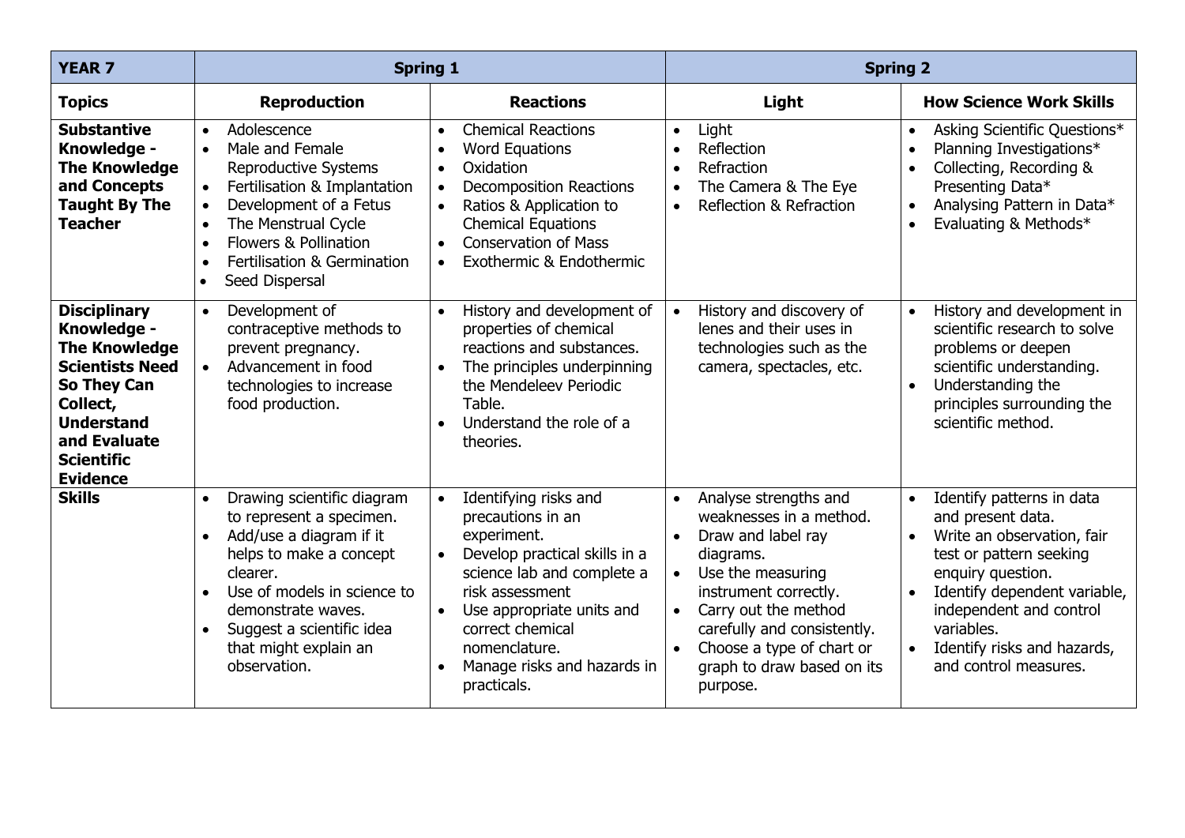| YEAR 7 | Spring 1 | | Spring 2 | |
|---|---|---|---|---|
| **Topics** | **Reproduction** | **Reactions** | **Light** | **How Science Work Skills** |
| **Substantive Knowledge - The Knowledge and Concepts Taught By The Teacher** | • Adolescence<br>• Male and Female Reproductive Systems<br>• Fertilisation & Implantation<br>• Development of a Fetus<br>• The Menstrual Cycle<br>• Flowers & Pollination<br>• Fertilisation & Germination<br>• Seed Dispersal | • Chemical Reactions<br>• Word Equations<br>• Oxidation<br>• Decomposition Reactions<br>• Ratios & Application to Chemical Equations<br>• Conservation of Mass<br>• Exothermic & Endothermic | • Light<br>• Reflection<br>• Refraction<br>• The Camera & The Eye<br>• Reflection & Refraction | • Asking Scientific Questions*<br>• Planning Investigations*<br>• Collecting, Recording & Presenting Data*<br>• Analysing Pattern in Data*<br>• Evaluating & Methods* |
| **Disciplinary Knowledge - The Knowledge Scientists Need So They Can Collect, Understand and Evaluate Scientific Evidence** | • Development of contraceptive methods to prevent pregnancy.<br>• Advancement in food technologies to increase food production. | • History and development of properties of chemical reactions and substances.<br>• The principles underpinning the Mendeleev Periodic Table.<br>• Understand the role of a theories. | • History and discovery of lenes and their uses in technologies such as the camera, spectacles, etc. | • History and development in scientific research to solve problems or deepen scientific understanding.<br>• Understanding the principles surrounding the scientific method. |
| **Skills** | • Drawing scientific diagram to represent a specimen.<br>• Add/use a diagram if it helps to make a concept clearer.<br>• Use of models in science to demonstrate waves.<br>• Suggest a scientific idea that might explain an observation. | • Identifying risks and precautions in an experiment.<br>• Develop practical skills in a science lab and complete a risk assessment<br>• Use appropriate units and correct chemical nomenclature.<br>• Manage risks and hazards in practicals. | • Analyse strengths and weaknesses in a method.<br>• Draw and label ray diagrams.<br>• Use the measuring instrument correctly.<br>• Carry out the method carefully and consistently.<br>• Choose a type of chart or graph to draw based on its purpose. | • Identify patterns in data and present data.<br>• Write an observation, fair test or pattern seeking enquiry question.<br>• Identify dependent variable, independent and control variables.<br>• Identify risks and hazards, and control measures. |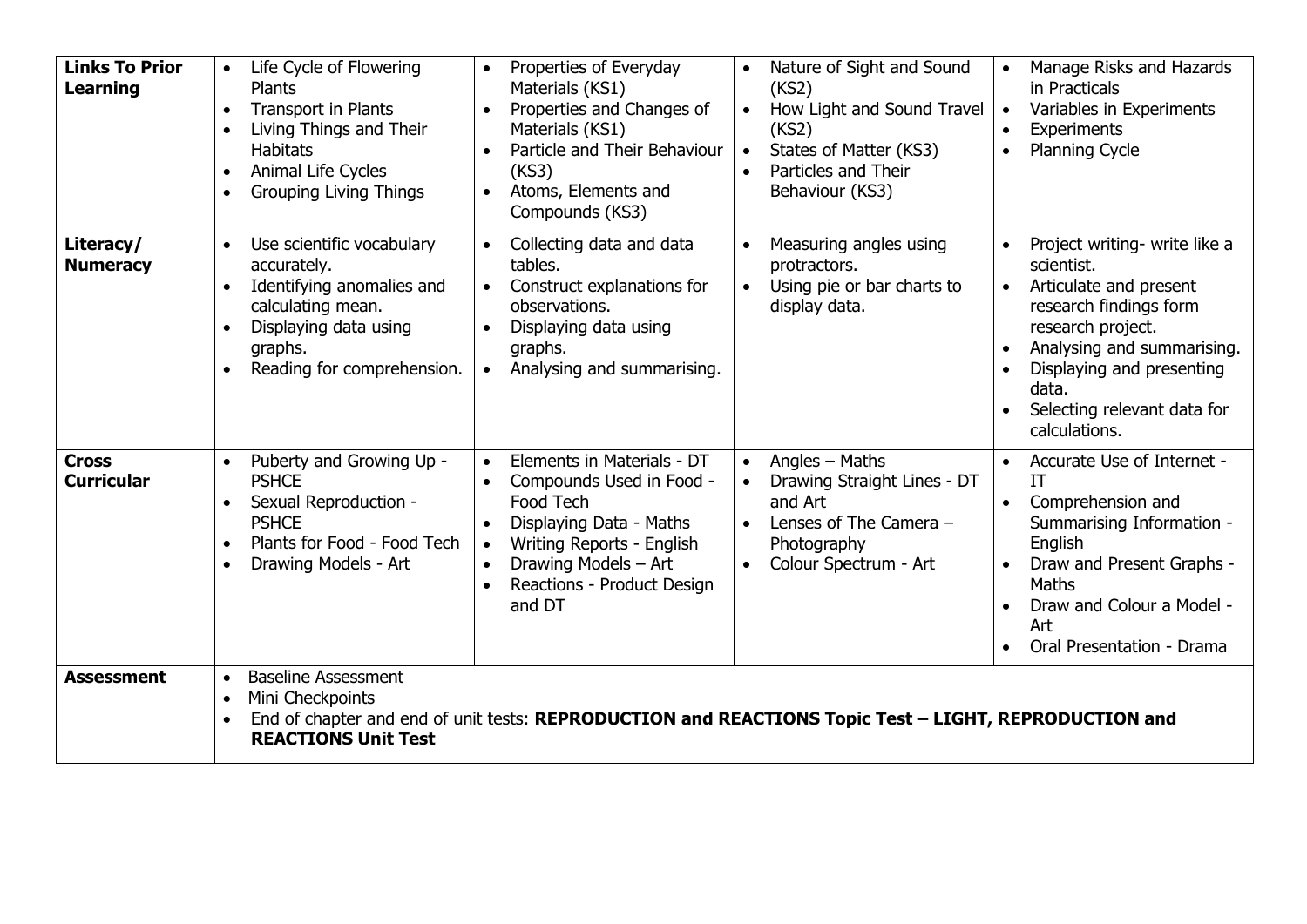| | | | | |
|---|---|---|---|---|
| **Links To Prior Learning** | • Life Cycle of Flowering Plants<br>• Transport in Plants<br>• Living Things and Their Habitats<br>• Animal Life Cycles<br>• Grouping Living Things | • Properties of Everyday Materials (KS1)<br>• Properties and Changes of Materials (KS1)<br>• Particle and Their Behaviour (KS3)<br>• Atoms, Elements and Compounds (KS3) | • Nature of Sight and Sound (KS2)<br>• How Light and Sound Travel (KS2)<br>• States of Matter (KS3)<br>• Particles and Their Behaviour (KS3) | • Manage Risks and Hazards in Practicals<br>• Variables in Experiments<br>• Experiments<br>• Planning Cycle |
| **Literacy/ Numeracy** | • Use scientific vocabulary accurately.<br>• Identifying anomalies and calculating mean.<br>• Displaying data using graphs.<br>• Reading for comprehension. | • Collecting data and data tables.<br>• Construct explanations for observations.<br>• Displaying data using graphs.<br>• Analysing and summarising. | • Measuring angles using protractors.<br>• Using pie or bar charts to display data. | • Project writing- write like a scientist.<br>• Articulate and present research findings form research project.<br>• Analysing and summarising.<br>• Displaying and presenting data.<br>• Selecting relevant data for calculations. |
| **Cross Curricular** | • Puberty and Growing Up - PSHCE<br>• Sexual Reproduction - PSHCE<br>• Plants for Food - Food Tech<br>• Drawing Models - Art | • Elements in Materials - DT<br>• Compounds Used in Food - Food Tech<br>• Displaying Data - Maths<br>• Writing Reports - English<br>• Drawing Models – Art<br>• Reactions - Product Design and DT | • Angles – Maths<br>• Drawing Straight Lines - DT and Art<br>• Lenses of The Camera – Photography<br>• Colour Spectrum - Art | • Accurate Use of Internet - IT<br>• Comprehension and Summarising Information - English<br>• Draw and Present Graphs - Maths<br>• Draw and Colour a Model - Art<br>• Oral Presentation - Drama |
| **Assessment** | • Baseline Assessment<br>• Mini Checkpoints<br>• End of chapter and end of unit tests: **REPRODUCTION and REACTIONS Topic Test – LIGHT, REPRODUCTION and REACTIONS Unit Test** | | | |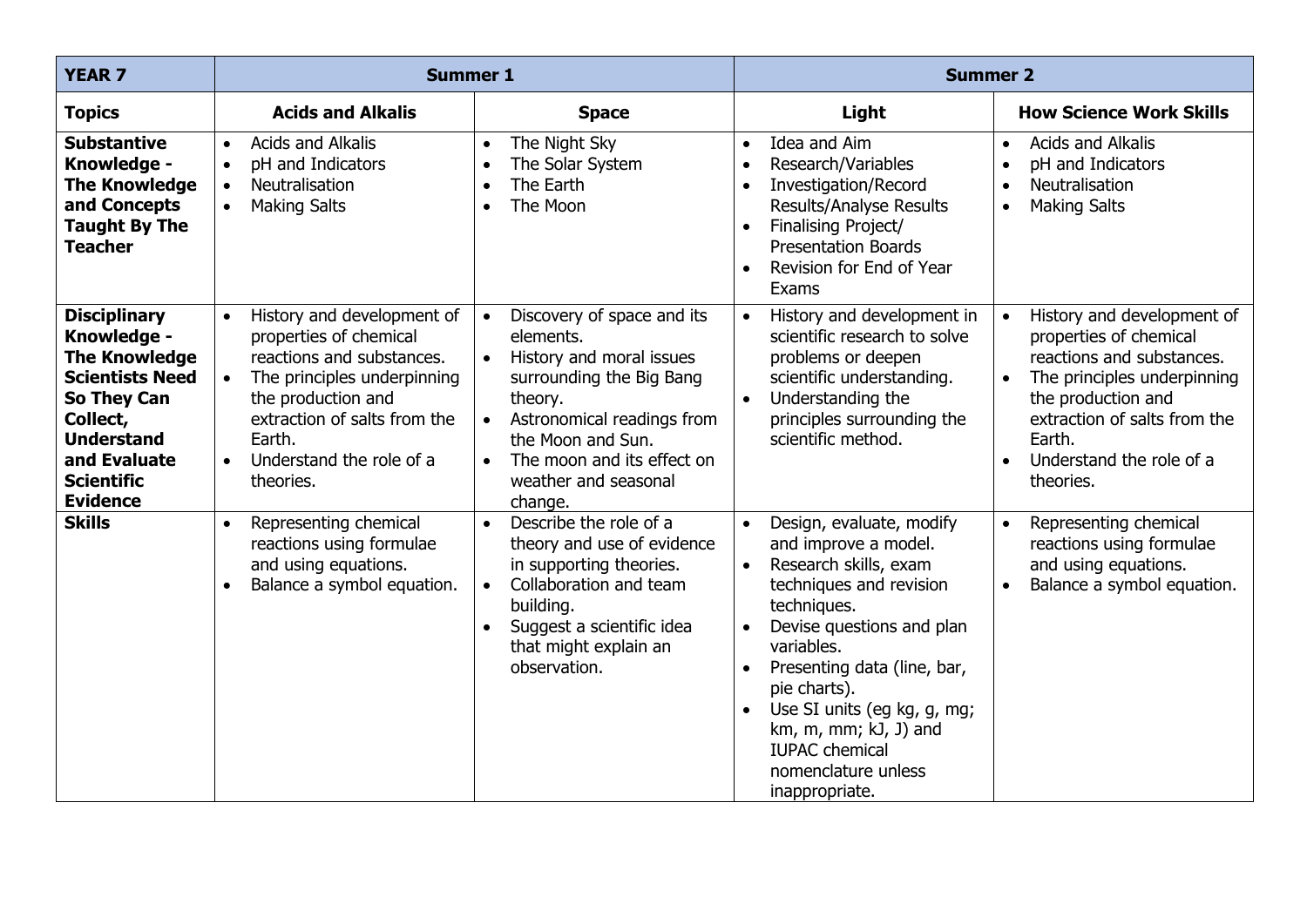| YEAR 7 | Summer 1 | | Summer 2 | |
|---|---|---|---|---|
| **Topics** | **Acids and Alkalis** | **Space** | **Light** | **How Science Work Skills** |
| **Substantive Knowledge - The Knowledge and Concepts Taught By The Teacher** | • Acids and Alkalis<br>• pH and Indicators<br>• Neutralisation<br>• Making Salts | • The Night Sky<br>• The Solar System<br>• The Earth<br>• The Moon | • Idea and Aim<br>• Research/Variables<br>• Investigation/Record Results/Analyse Results<br>• Finalising Project/ Presentation Boards<br>• Revision for End of Year Exams | • Acids and Alkalis<br>• pH and Indicators<br>• Neutralisation<br>• Making Salts |
| **Disciplinary Knowledge - The Knowledge Scientists Need So They Can Collect, Understand and Evaluate Scientific Evidence** | • History and development of properties of chemical reactions and substances.<br>• The principles underpinning the production and extraction of salts from the Earth.<br>• Understand the role of a theories. | • Discovery of space and its elements.<br>• History and moral issues surrounding the Big Bang theory.<br>• Astronomical readings from the Moon and Sun.<br>• The moon and its effect on weather and seasonal change. | • History and development in scientific research to solve problems or deepen scientific understanding.<br>• Understanding the principles surrounding the scientific method. | • History and development of properties of chemical reactions and substances.<br>• The principles underpinning the production and extraction of salts from the Earth.<br>• Understand the role of a theories. |
| **Skills** | • Representing chemical reactions using formulae and using equations.<br>• Balance a symbol equation. | • Describe the role of a theory and use of evidence in supporting theories.<br>• Collaboration and team building.<br>• Suggest a scientific idea that might explain an observation. | • Design, evaluate, modify and improve a model.<br>• Research skills, exam techniques and revision techniques.<br>• Devise questions and plan variables.<br>• Presenting data (line, bar, pie charts).<br>• Use SI units (eg kg, g, mg; km, m, mm; kJ, J) and IUPAC chemical nomenclature unless inappropriate. | • Representing chemical reactions using formulae and using equations.<br>• Balance a symbol equation. |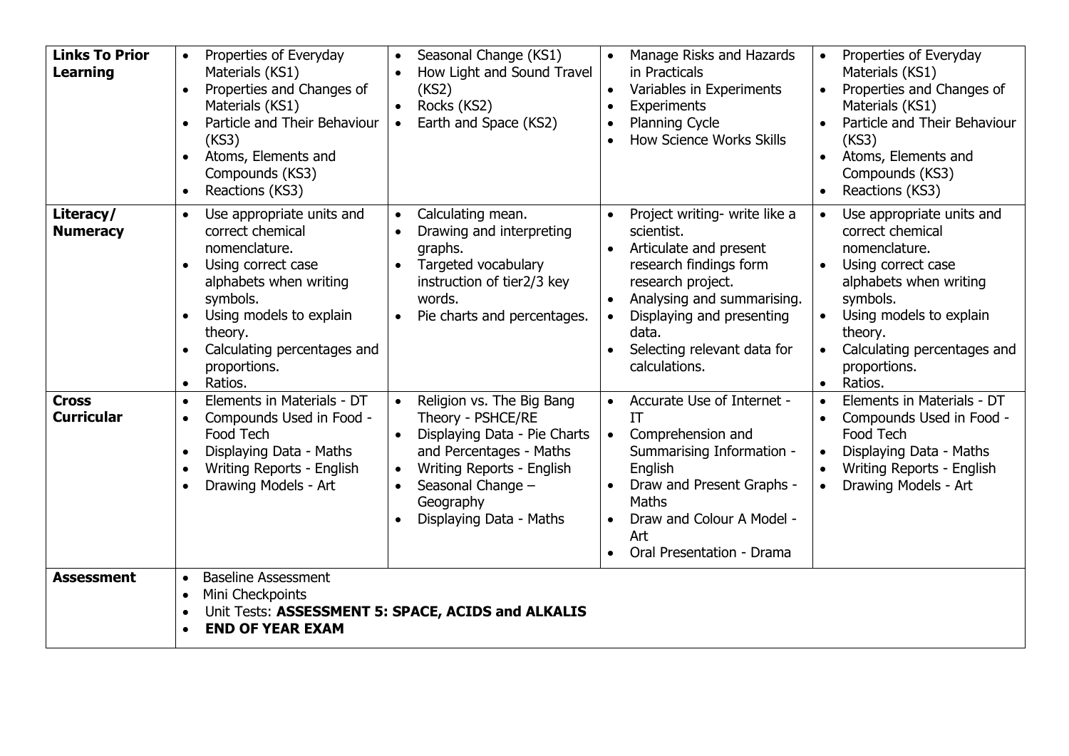| | | | | |
|---|---|---|---|---|
| **Links To Prior Learning** | • Properties of Everyday Materials (KS1)<br>• Properties and Changes of Materials (KS1)<br>• Particle and Their Behaviour (KS3)<br>• Atoms, Elements and Compounds (KS3)<br>• Reactions (KS3) | • Seasonal Change (KS1)<br>• How Light and Sound Travel (KS2)<br>• Rocks (KS2)<br>• Earth and Space (KS2) | • Manage Risks and Hazards in Practicals<br>• Variables in Experiments<br>• Experiments<br>• Planning Cycle<br>• How Science Works Skills | • Properties of Everyday Materials (KS1)<br>• Properties and Changes of Materials (KS1)<br>• Particle and Their Behaviour (KS3)<br>• Atoms, Elements and Compounds (KS3)<br>• Reactions (KS3) |
| **Literacy/ Numeracy** | • Use appropriate units and correct chemical nomenclature.<br>• Using correct case alphabets when writing symbols.<br>• Using models to explain theory.<br>• Calculating percentages and proportions.<br>• Ratios. | • Calculating mean.<br>• Drawing and interpreting graphs.<br>• Targeted vocabulary instruction of tier2/3 key words.<br>• Pie charts and percentages. | • Project writing- write like a scientist.<br>• Articulate and present research findings form research project.<br>• Analysing and summarising.<br>• Displaying and presenting data.<br>• Selecting relevant data for calculations. | • Use appropriate units and correct chemical nomenclature.<br>• Using correct case alphabets when writing symbols.<br>• Using models to explain theory.<br>• Calculating percentages and proportions.<br>• Ratios. |
| **Cross Curricular** | • Elements in Materials - DT<br>• Compounds Used in Food - Food Tech<br>• Displaying Data - Maths<br>• Writing Reports - English<br>• Drawing Models - Art | • Religion vs. The Big Bang Theory - PSHCE/RE<br>• Displaying Data - Pie Charts and Percentages - Maths<br>• Writing Reports - English<br>• Seasonal Change – Geography<br>• Displaying Data - Maths | • Accurate Use of Internet - IT<br>• Comprehension and Summarising Information - English<br>• Draw and Present Graphs - Maths<br>• Draw and Colour A Model - Art<br>• Oral Presentation - Drama | • Elements in Materials - DT<br>• Compounds Used in Food - Food Tech<br>• Displaying Data - Maths<br>• Writing Reports - English<br>• Drawing Models - Art |
| **Assessment** | • Baseline Assessment<br>• Mini Checkpoints<br>• Unit Tests: **ASSESSMENT 5: SPACE, ACIDS and ALKALIS**<br>• **END OF YEAR EXAM** | | | |